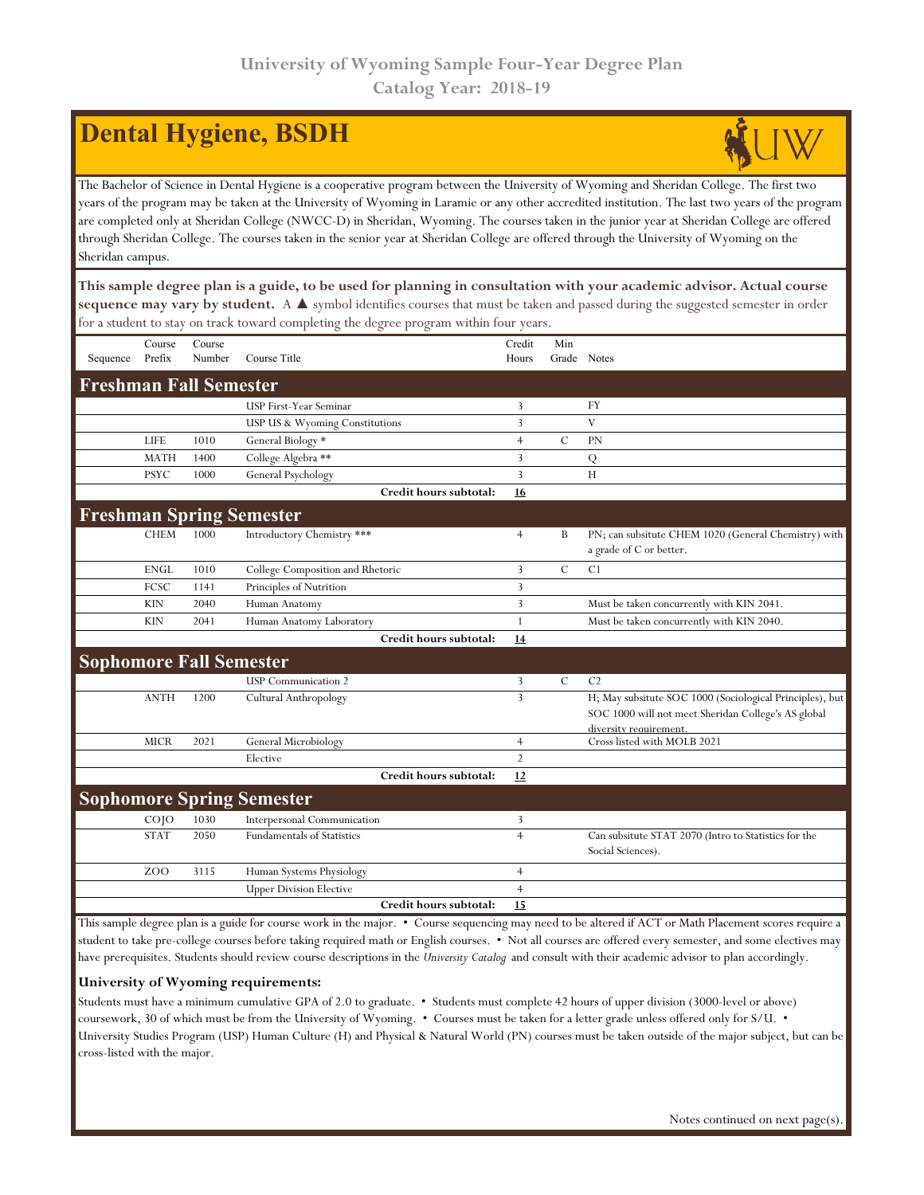University of Wyoming Sample Four-Year Degree Plan
Catalog Year: 2018-19

# Dental Hygiene, BSDH

The Bachelor of Science in Dental Hygiene is a cooperative program between the University of Wyoming and Sheridan College. The first two years of the program may be taken at the University of Wyoming in Laramie or any other accredited institution. The last two years of the program are completed only at Sheridan College (NWCC-D) in Sheridan, Wyoming. The courses taken in the junior year at Sheridan College are offered through Sheridan College. The courses taken in the senior year at Sheridan College are offered through the University of Wyoming on the Sheridan campus.

**This sample degree plan is a guide, to be used for planning in consultation with your academic advisor. Actual course sequence may vary by student.** A ▲ symbol identifies courses that must be taken and passed during the suggested semester in order for a student to stay on track toward completing the degree program within four years.

| Sequence | Course Prefix | Course Number | Course Title | Credit Hours | Min Grade | Notes |
|---|---|---|---|---|---|---|
| **Freshman Fall Semester** | | | | | | |
| | | | USP First-Year Seminar | 3 | | FY |
| | | | USP US & Wyoming Constitutions | 3 | | V |
| | LIFE | 1010 | General Biology * | 4 | C | PN |
| | MATH | 1400 | College Algebra ** | 3 | | Q |
| | PSYC | 1000 | General Psychology | 3 | | H |
| | | | **Credit hours subtotal:** | **16** | | |
| **Freshman Spring Semester** | | | | | | |
| | CHEM | 1000 | Introductory Chemistry *** | 4 | B | PN; can subsitute CHEM 1020 (General Chemistry) with a grade of C or better. |
| | ENGL | 1010 | College Composition and Rhetoric | 3 | C | C1 |
| | FCSC | 1141 | Principles of Nutrition | 3 | | |
| | KIN | 2040 | Human Anatomy | 3 | | Must be taken concurrently with KIN 2041. |
| | KIN | 2041 | Human Anatomy Laboratory | 1 | | Must be taken concurrently with KIN 2040. |
| | | | **Credit hours subtotal:** | **14** | | |
| **Sophomore Fall Semester** | | | | | | |
| | | | USP Communication 2 | 3 | C | C2 |
| | ANTH | 1200 | Cultural Anthropology | 3 | | H; May subsitute SOC 1000 (Sociological Principles), but SOC 1000 will not meet Sheridan College's AS global diversity requirement. |
| | MICR | 2021 | General Microbiology | 4 | | Cross listed with MOLB 2021 |
| | | | Elective | 2 | | |
| | | | **Credit hours subtotal:** | **12** | | |
| **Sophomore Spring Semester** | | | | | | |
| | COJO | 1030 | Interpersonal Communication | 3 | | |
| | STAT | 2050 | Fundamentals of Statistics | 4 | | Can subsitute STAT 2070 (Intro to Statistics for the Social Sciences). |
| | ZOO | 3115 | Human Systems Physiology | 4 | | |
| | | | Upper Division Elective | 4 | | |
| | | | **Credit hours subtotal:** | **15** | | |

This sample degree plan is a guide for course work in the major. • Course sequencing may need to be altered if ACT or Math Placement scores require a student to take pre-college courses before taking required math or English courses. • Not all courses are offered every semester, and some electives may have prerequisites. Students should review course descriptions in the *University Catalog* and consult with their academic advisor to plan accordingly.

**University of Wyoming requirements:**

Students must have a minimum cumulative GPA of 2.0 to graduate. • Students must complete 42 hours of upper division (3000-level or above) coursework, 30 of which must be from the University of Wyoming. • Courses must be taken for a letter grade unless offered only for S/U. • University Studies Program (USP) Human Culture (H) and Physical & Natural World (PN) courses must be taken outside of the major subject, but can be cross-listed with the major.

Notes continued on next page(s).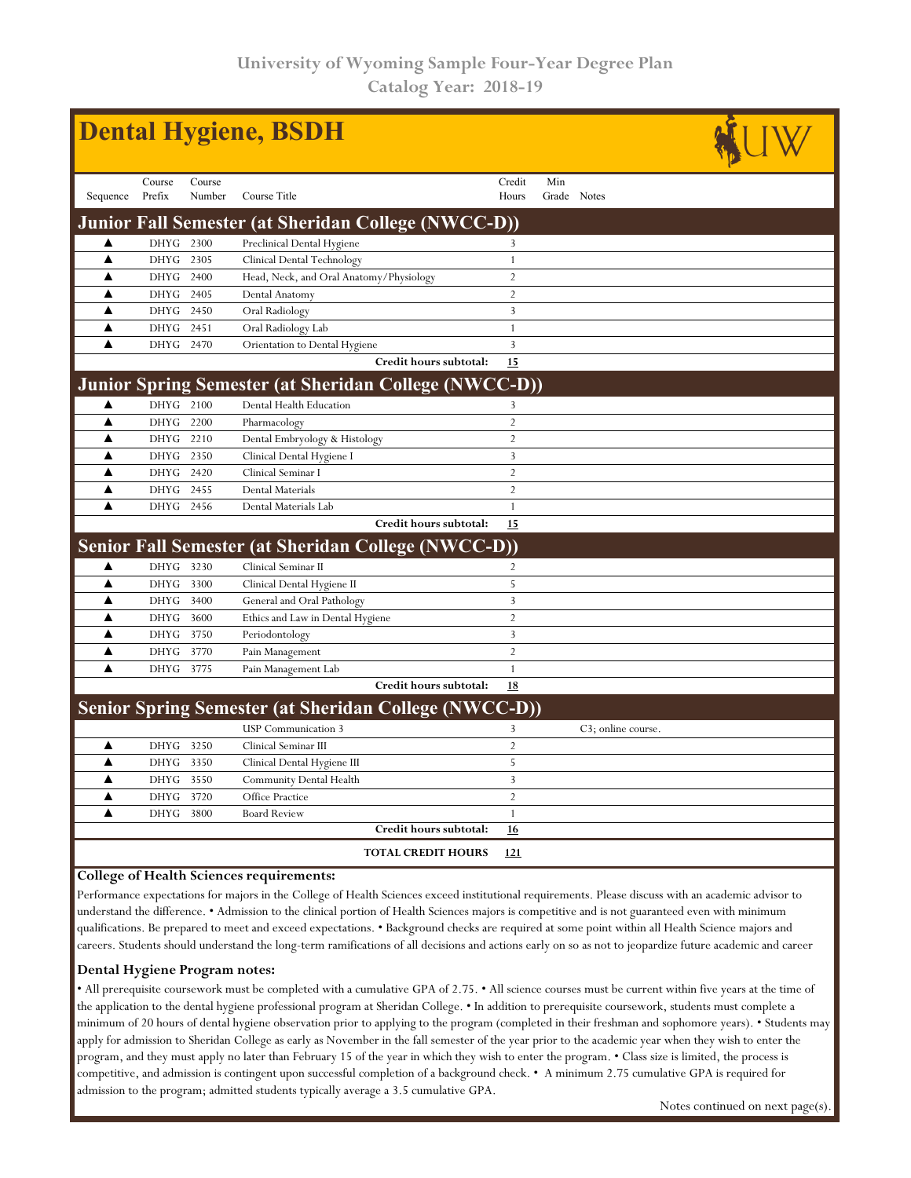University of Wyoming Sample Four-Year Degree Plan
Catalog Year: 2018-19

# Dental Hygiene, BSDH

| Sequence | Course Prefix | Course Number | Course Title | Credit Hours | Min Grade | Notes |
|---|---|---|---|---|---|---|
| **Junior Fall Semester (at Sheridan College (NWCC-D))** | | | | | | |
| ▲ | DHYG | 2300 | Preclinical Dental Hygiene | 3 | | |
| ▲ | DHYG | 2305 | Clinical Dental Technology | 1 | | |
| ▲ | DHYG | 2400 | Head, Neck, and Oral Anatomy/Physiology | 2 | | |
| ▲ | DHYG | 2405 | Dental Anatomy | 2 | | |
| ▲ | DHYG | 2450 | Oral Radiology | 3 | | |
| ▲ | DHYG | 2451 | Oral Radiology Lab | 1 | | |
| ▲ | DHYG | 2470 | Orientation to Dental Hygiene | 3 | | |
| | | | **Credit hours subtotal:** | **15** | | |
| **Junior Spring Semester (at Sheridan College (NWCC-D))** | | | | | | |
| ▲ | DHYG | 2100 | Dental Health Education | 3 | | |
| ▲ | DHYG | 2200 | Pharmacology | 2 | | |
| ▲ | DHYG | 2210 | Dental Embryology & Histology | 2 | | |
| ▲ | DHYG | 2350 | Clinical Dental Hygiene I | 3 | | |
| ▲ | DHYG | 2420 | Clinical Seminar I | 2 | | |
| ▲ | DHYG | 2455 | Dental Materials | 2 | | |
| ▲ | DHYG | 2456 | Dental Materials Lab | 1 | | |
| | | | **Credit hours subtotal:** | **15** | | |
| **Senior Fall Semester (at Sheridan College (NWCC-D))** | | | | | | |
| ▲ | DHYG | 3230 | Clinical Seminar II | 2 | | |
| ▲ | DHYG | 3300 | Clinical Dental Hygiene II | 5 | | |
| ▲ | DHYG | 3400 | General and Oral Pathology | 3 | | |
| ▲ | DHYG | 3600 | Ethics and Law in Dental Hygiene | 2 | | |
| ▲ | DHYG | 3750 | Periodontology | 3 | | |
| ▲ | DHYG | 3770 | Pain Management | 2 | | |
| ▲ | DHYG | 3775 | Pain Management Lab | 1 | | |
| | | | **Credit hours subtotal:** | **18** | | |
| **Senior Spring Semester (at Sheridan College (NWCC-D))** | | | | | | |
| | | | USP Communication 3 | 3 | | C3; online course. |
| ▲ | DHYG | 3250 | Clinical Seminar III | 2 | | |
| ▲ | DHYG | 3350 | Clinical Dental Hygiene III | 5 | | |
| ▲ | DHYG | 3550 | Community Dental Health | 3 | | |
| ▲ | DHYG | 3720 | Office Practice | 2 | | |
| ▲ | DHYG | 3800 | Board Review | 1 | | |
| | | | **Credit hours subtotal:** | **16** | | |
| | | | **TOTAL CREDIT HOURS** | **121** | | |

### College of Health Sciences requirements:

Performance expectations for majors in the College of Health Sciences exceed institutional requirements. Please discuss with an academic advisor to understand the difference. • Admission to the clinical portion of Health Sciences majors is competitive and is not guaranteed even with minimum qualifications. Be prepared to meet and exceed expectations. • Background checks are required at some point within all Health Science majors and careers. Students should understand the long-term ramifications of all decisions and actions early on so as not to jeopardize future academic and career

### Dental Hygiene Program notes:

• All prerequisite coursework must be completed with a cumulative GPA of 2.75. • All science courses must be current within five years at the time of the application to the dental hygiene professional program at Sheridan College. • In addition to prerequisite coursework, students must complete a minimum of 20 hours of dental hygiene observation prior to applying to the program (completed in their freshman and sophomore years). • Students may apply for admission to Sheridan College as early as November in the fall semester of the year prior to the academic year when they wish to enter the program, and they must apply no later than February 15 of the year in which they wish to enter the program. • Class size is limited, the process is competitive, and admission is contingent upon successful completion of a background check. • A minimum 2.75 cumulative GPA is required for admission to the program; admitted students typically average a 3.5 cumulative GPA.

Notes continued on next page(s).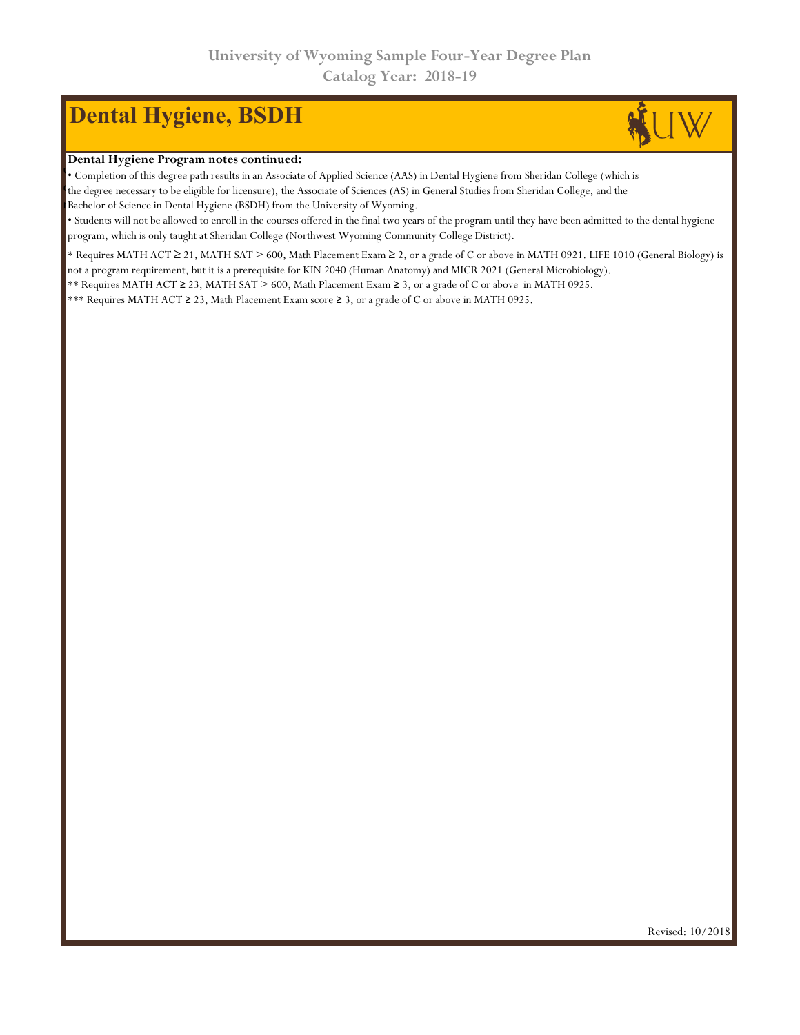# Dental Hygiene, BSDH

**Dental Hygiene Program notes continued:**

- Completion of this degree path results in an Associate of Applied Science (AAS) in Dental Hygiene from Sheridan College (which is the degree necessary to be eligible for licensure), the Associate of Sciences (AS) in General Studies from Sheridan College, and the Bachelor of Science in Dental Hygiene (BSDH) from the University of Wyoming.
- Students will not be allowed to enroll in the courses offered in the final two years of the program until they have been admitted to the dental hygiene program, which is only taught at Sheridan College (Northwest Wyoming Community College District).

* Requires MATH ACT ≥ 21, MATH SAT > 600, Math Placement Exam ≥ 2, or a grade of C or above in MATH 0921. LIFE 1010 (General Biology) is not a program requirement, but it is a prerequisite for KIN 2040 (Human Anatomy) and MICR 2021 (General Microbiology).

** Requires MATH ACT ≥ 23, MATH SAT > 600, Math Placement Exam ≥ 3, or a grade of C or above in MATH 0925.

*** Requires MATH ACT ≥ 23, Math Placement Exam score ≥ 3, or a grade of C or above in MATH 0925.

Revised: 10/2018